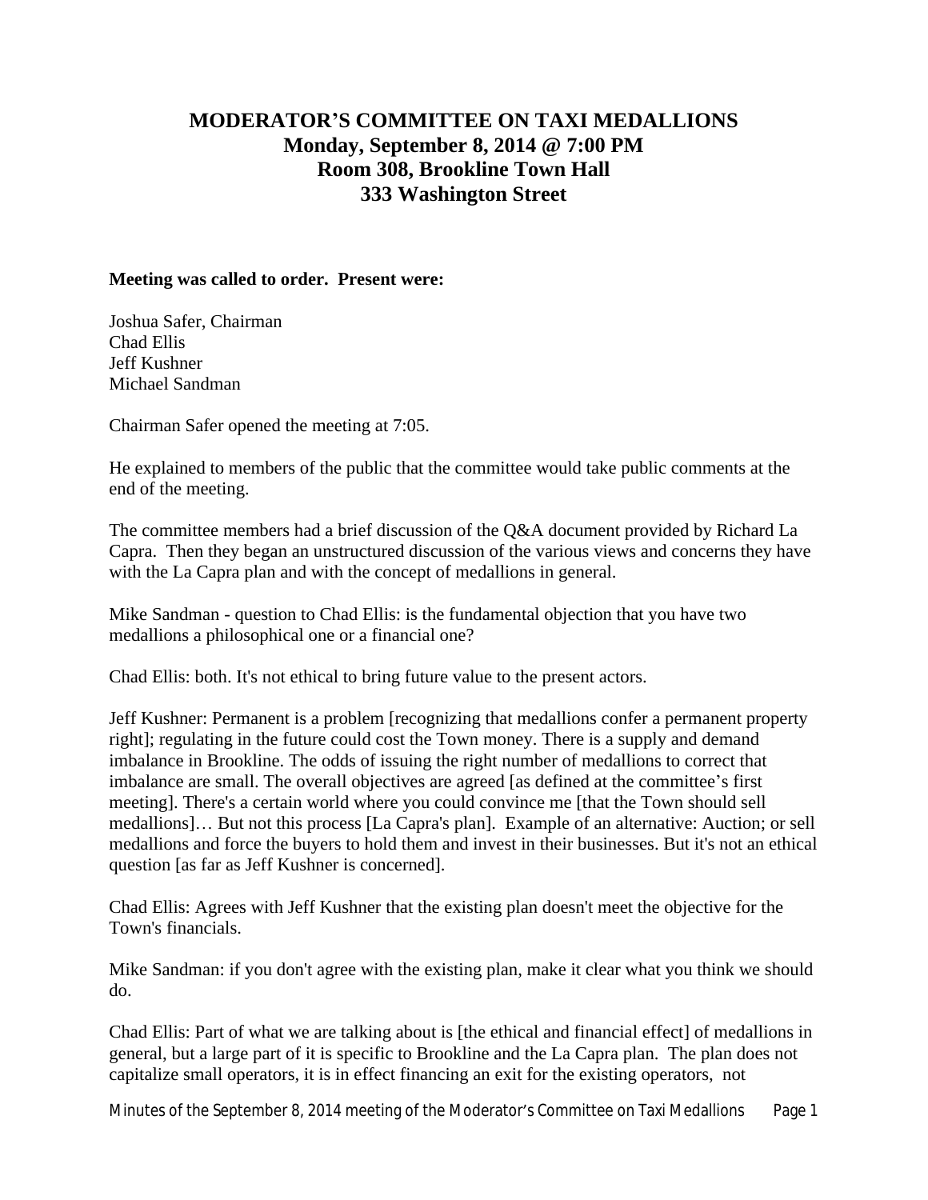# MODERATOR'S COMMITTEE ON TAXI MEDALLIONS
## Monday, September 8, 2014 @ 7:00 PM
## Room 308, Brookline Town Hall
## 333 Washington Street

**Meeting was called to order. Present were:**

Joshua Safer, Chairman
Chad Ellis
Jeff Kushner
Michael Sandman

Chairman Safer opened the meeting at 7:05.

He explained to members of the public that the committee would take public comments at the end of the meeting.

The committee members had a brief discussion of the Q&A document provided by Richard La Capra. Then they began an unstructured discussion of the various views and concerns they have with the La Capra plan and with the concept of medallions in general.

Mike Sandman - question to Chad Ellis: is the fundamental objection that you have two medallions a philosophical one or a financial one?

Chad Ellis: both. It's not ethical to bring future value to the present actors.

Jeff Kushner: Permanent is a problem [recognizing that medallions confer a permanent property right]; regulating in the future could cost the Town money. There is a supply and demand imbalance in Brookline. The odds of issuing the right number of medallions to correct that imbalance are small. The overall objectives are agreed [as defined at the committee's first meeting]. There's a certain world where you could convince me [that the Town should sell medallions]… But not this process [La Capra's plan]. Example of an alternative: Auction; or sell medallions and force the buyers to hold them and invest in their businesses. But it's not an ethical question [as far as Jeff Kushner is concerned].

Chad Ellis: Agrees with Jeff Kushner that the existing plan doesn't meet the objective for the Town's financials.

Mike Sandman: if you don't agree with the existing plan, make it clear what you think we should do.

Chad Ellis: Part of what we are talking about is [the ethical and financial effect] of medallions in general, but a large part of it is specific to Brookline and the La Capra plan. The plan does not capitalize small operators, it is in effect financing an exit for the existing operators, not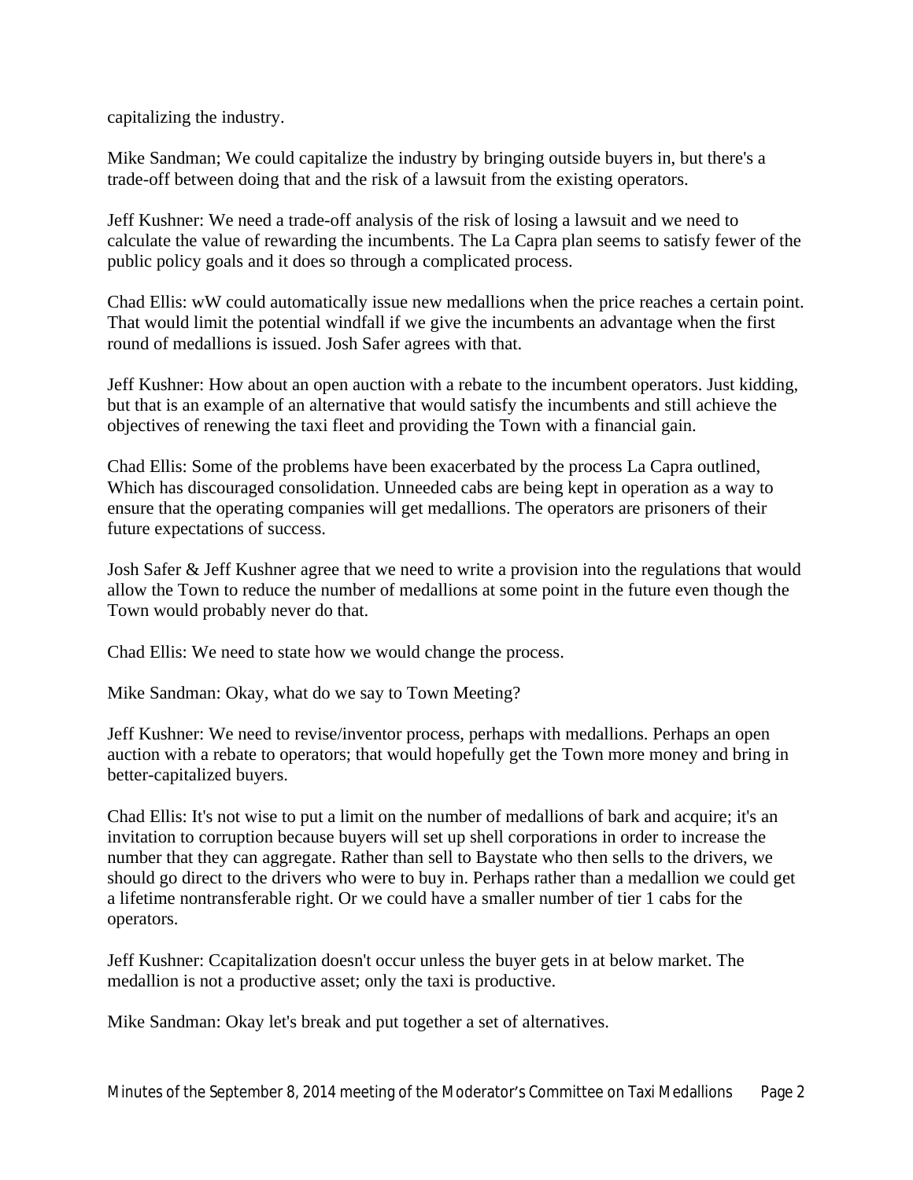capitalizing the industry.

Mike Sandman; We could capitalize the industry by bringing outside buyers in, but there's a trade-off between doing that and the risk of a lawsuit from the existing operators.

Jeff Kushner: We need a trade-off analysis of the risk of losing a lawsuit and we need to calculate the value of rewarding the incumbents. The La Capra plan seems to satisfy fewer of the public policy goals and it does so through a complicated process.

Chad Ellis: wW could automatically issue new medallions when the price reaches a certain point. That would limit the potential windfall if we give the incumbents an advantage when the first round of medallions is issued. Josh Safer agrees with that.

Jeff Kushner: How about an open auction with a rebate to the incumbent operators. Just kidding, but that is an example of an alternative that would satisfy the incumbents and still achieve the objectives of renewing the taxi fleet and providing the Town with a financial gain.

Chad Ellis: Some of the problems have been exacerbated by the process La Capra outlined, Which has discouraged consolidation. Unneeded cabs are being kept in operation as a way to ensure that the operating companies will get medallions. The operators are prisoners of their future expectations of success.

Josh Safer & Jeff Kushner agree that we need to write a provision into the regulations that would allow the Town to reduce the number of medallions at some point in the future even though the Town would probably never do that.

Chad Ellis: We need to state how we would change the process.

Mike Sandman: Okay, what do we say to Town Meeting?

Jeff Kushner: We need to revise/inventor process, perhaps with medallions. Perhaps an open auction with a rebate to operators; that would hopefully get the Town more money and bring in better-capitalized buyers.

Chad Ellis: It's not wise to put a limit on the number of medallions of bark and acquire; it's an invitation to corruption because buyers will set up shell corporations in order to increase the number that they can aggregate. Rather than sell to Baystate who then sells to the drivers, we should go direct to the drivers who were to buy in. Perhaps rather than a medallion we could get a lifetime nontransferable right. Or we could have a smaller number of tier 1 cabs for the operators.

Jeff Kushner: Ccapitalization doesn't occur unless the buyer gets in at below market. The medallion is not a productive asset; only the taxi is productive.

Mike Sandman: Okay let's break and put together a set of alternatives.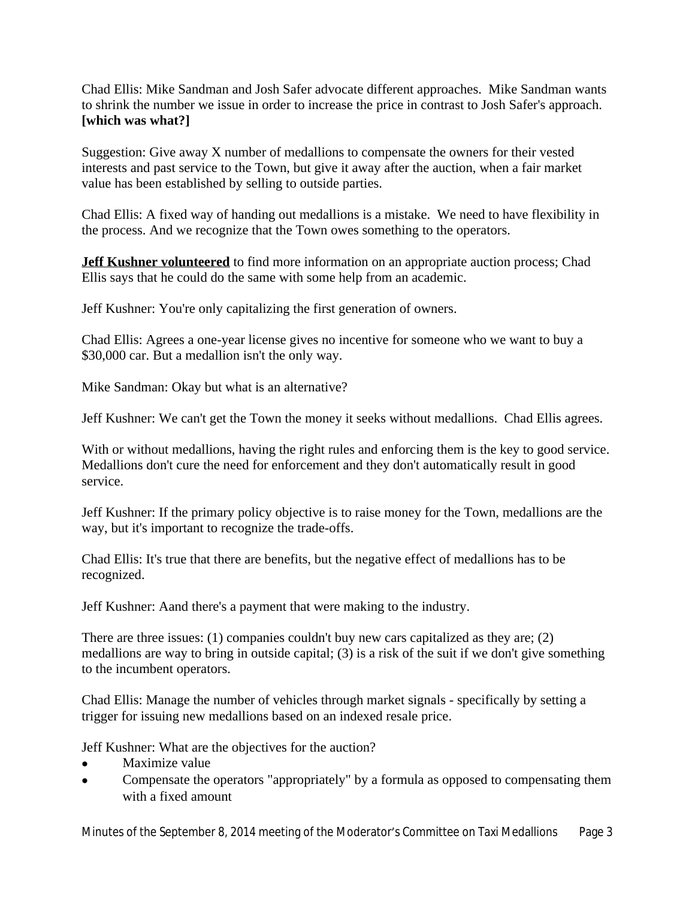Chad Ellis: Mike Sandman and Josh Safer advocate different approaches. Mike Sandman wants to shrink the number we issue in order to increase the price in contrast to Josh Safer's approach. **[which was what?]**

Suggestion: Give away X number of medallions to compensate the owners for their vested interests and past service to the Town, but give it away after the auction, when a fair market value has been established by selling to outside parties.

Chad Ellis: A fixed way of handing out medallions is a mistake. We need to have flexibility in the process. And we recognize that the Town owes something to the operators.

**Jeff Kushner volunteered** to find more information on an appropriate auction process; Chad Ellis says that he could do the same with some help from an academic.

Jeff Kushner: You're only capitalizing the first generation of owners.

Chad Ellis: Agrees a one-year license gives no incentive for someone who we want to buy a $30,000 car. But a medallion isn't the only way.

Mike Sandman: Okay but what is an alternative?

Jeff Kushner: We can't get the Town the money it seeks without medallions. Chad Ellis agrees.

With or without medallions, having the right rules and enforcing them is the key to good service. Medallions don't cure the need for enforcement and they don't automatically result in good service.

Jeff Kushner: If the primary policy objective is to raise money for the Town, medallions are the way, but it's important to recognize the trade-offs.

Chad Ellis: It's true that there are benefits, but the negative effect of medallions has to be recognized.

Jeff Kushner: Aand there's a payment that were making to the industry.

There are three issues: (1) companies couldn't buy new cars capitalized as they are; (2) medallions are way to bring in outside capital; (3) is a risk of the suit if we don't give something to the incumbent operators.

Chad Ellis: Manage the number of vehicles through market signals - specifically by setting a trigger for issuing new medallions based on an indexed resale price.

Jeff Kushner: What are the objectives for the auction?

- Maximize value
- Compensate the operators "appropriately" by a formula as opposed to compensating them with a fixed amount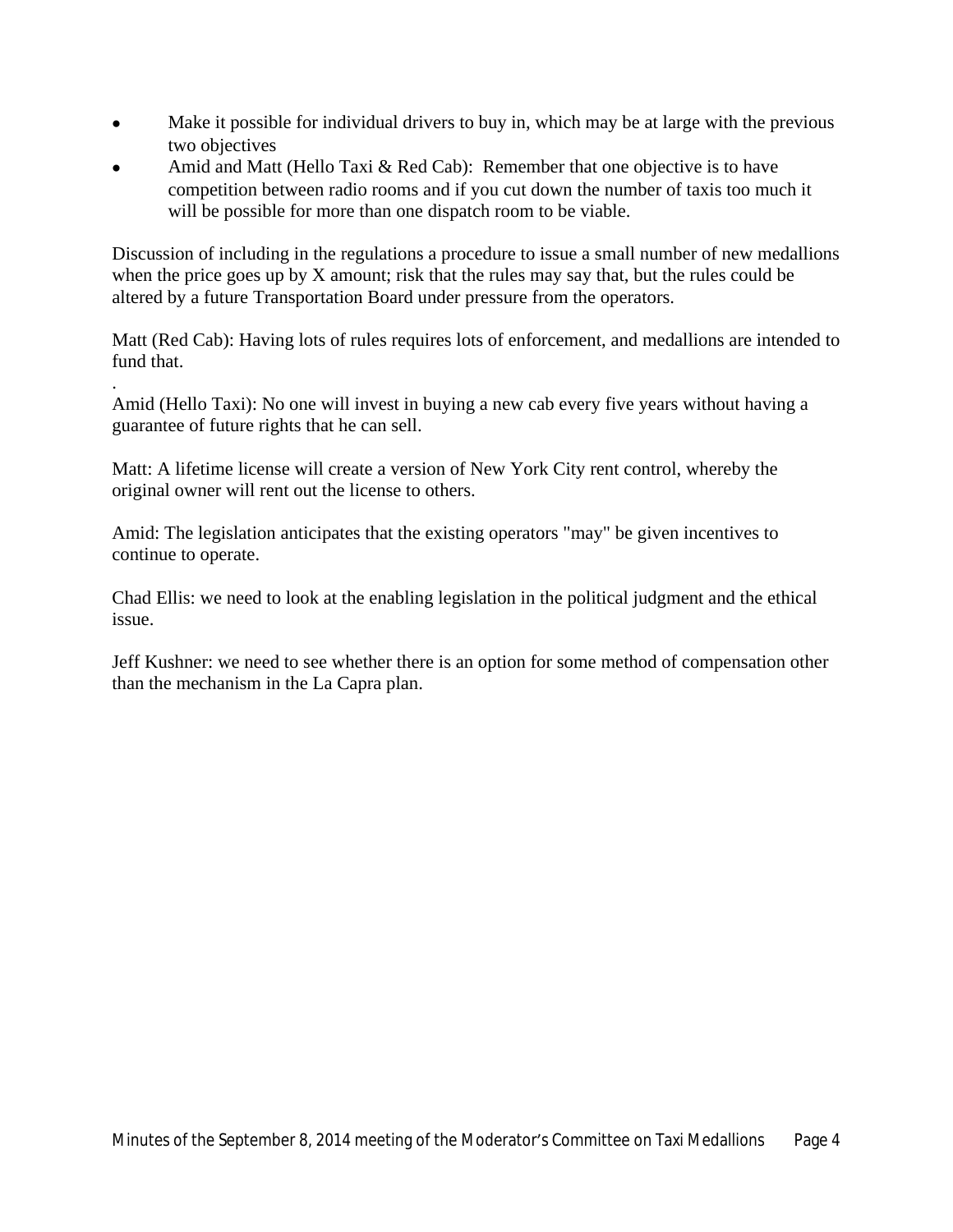- Make it possible for individual drivers to buy in, which may be at large with the previous two objectives
- Amid and Matt (Hello Taxi & Red Cab): Remember that one objective is to have competition between radio rooms and if you cut down the number of taxis too much it will be possible for more than one dispatch room to be viable.

Discussion of including in the regulations a procedure to issue a small number of new medallions when the price goes up by X amount; risk that the rules may say that, but the rules could be altered by a future Transportation Board under pressure from the operators.

Matt (Red Cab): Having lots of rules requires lots of enforcement, and medallions are intended to fund that.

.

Amid (Hello Taxi): No one will invest in buying a new cab every five years without having a guarantee of future rights that he can sell.

Matt: A lifetime license will create a version of New York City rent control, whereby the original owner will rent out the license to others.

Amid: The legislation anticipates that the existing operators "may" be given incentives to continue to operate.

Chad Ellis: we need to look at the enabling legislation in the political judgment and the ethical issue.

Jeff Kushner: we need to see whether there is an option for some method of compensation other than the mechanism in the La Capra plan.